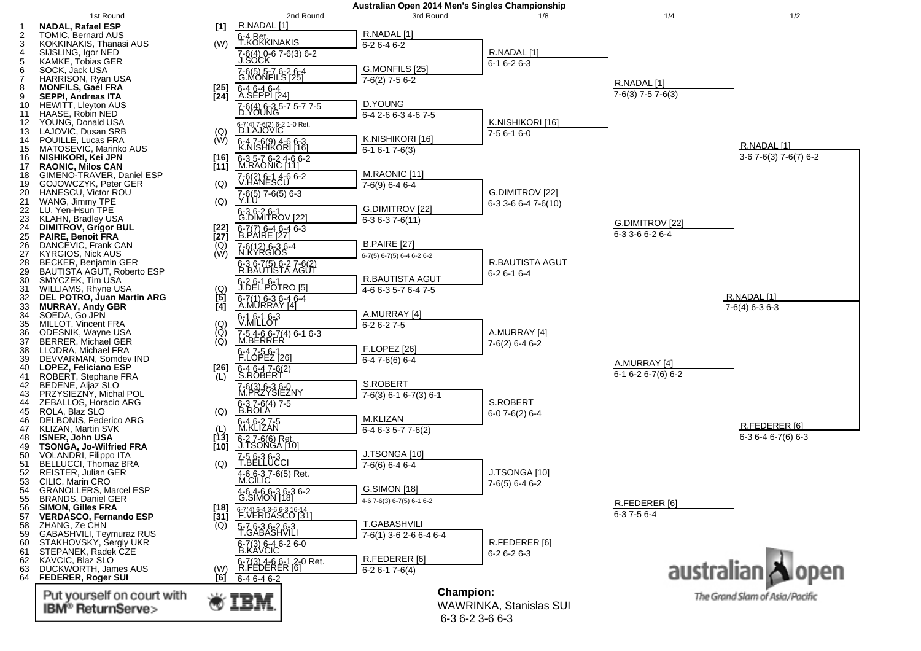# Australian Open 2014 Men's Singles Championship

## 1st Round

| # | Player | Seed/Entry |
|---|---|---|
| 1 | **NADAL, Rafael ESP** | [1] |
| 2 | TOMIC, Bernard AUS | |
| 3 | KOKKINAKIS, Thanasi AUS | (W) |
| 4 | SIJSLING, Igor NED | |
| 5 | KAMKE, Tobias GER | |
| 6 | SOCK, Jack USA | |
| 7 | HARRISON, Ryan USA | |
| 8 | **MONFILS, Gael FRA** | [25] |
| 9 | **SEPPI, Andreas ITA** | [24] |
| 10 | HEWITT, Lleyton AUS | |
| 11 | HAASE, Robin NED | |
| 12 | YOUNG, Donald USA | |
| 13 | LAJOVIC, Dusan SRB | (Q) |
| 14 | POUILLE, Lucas FRA | (W) |
| 15 | MATOSEVIC, Marinko AUS | |
| 16 | **NISHIKORI, Kei JPN** | [16] |
| 17 | **RAONIC, Milos CAN** | [11] |
| 18 | GIMENO-TRAVER, Daniel ESP | |
| 19 | GOJOWCZYK, Peter GER | (Q) |
| 20 | HANESCU, Victor ROU | |
| 21 | WANG, Jimmy TPE | (Q) |
| 22 | LU, Yen-Hsun TPE | |
| 23 | KLAHN, Bradley USA | |
| 24 | **DIMITROV, Grigor BUL** | [22] |
| 25 | **PAIRE, Benoit FRA** | [27] |
| 26 | DANCEVIC, Frank CAN | (Q) |
| 27 | KYRGIOS, Nick AUS | (W) |
| 28 | BECKER, Benjamin GER | |
| 29 | BAUTISTA AGUT, Roberto ESP | |
| 30 | SMYCZEK, Tim USA | |
| 31 | WILLIAMS, Rhyne USA | (Q) |
| 32 | **DEL POTRO, Juan Martin ARG** | [5] |
| 33 | **MURRAY, Andy GBR** | [4] |
| 34 | SOEDA, Go JPN | |
| 35 | MILLOT, Vincent FRA | (Q) |
| 36 | ODESNIK, Wayne USA | (Q) |
| 37 | BERRER, Michael GER | (Q) |
| 38 | LLODRA, Michael FRA | |
| 39 | DEVVARMAN, Somdev IND | |
| 40 | **LOPEZ, Feliciano ESP** | [26] |
| 41 | ROBERT, Stephane FRA | (L) |
| 42 | BEDENE, Aljaz SLO | |
| 43 | PRZYSIEZNY, Michal POL | |
| 44 | ZEBALLOS, Horacio ARG | |
| 45 | ROLA, Blaz SLO | (Q) |
| 46 | DELBONIS, Federico ARG | |
| 47 | KLIZAN, Martin SVK | (L) |
| 48 | **ISNER, John USA** | [13] |
| 49 | **TSONGA, Jo-Wilfried FRA** | [10] |
| 50 | VOLANDRI, Filippo ITA | |
| 51 | BELLUCCI, Thomaz BRA | (Q) |
| 52 | REISTER, Julian GER | |
| 53 | CILIC, Marin CRO | |
| 54 | GRANOLLERS, Marcel ESP | |
| 55 | BRANDS, Daniel GER | |
| 56 | **SIMON, Gilles FRA** | [18] |
| 57 | **VERDASCO, Fernando ESP** | [31] |
| 58 | ZHANG, Ze CHN | (Q) |
| 59 | GABASHVILI, Teymuraz RUS | |
| 60 | STAKHOVSKY, Sergiy UKR | |
| 61 | STEPANEK, Radek CZE | |
| 62 | KAVCIC, Blaz SLO | |
| 63 | DUCKWORTH, James AUS | (W) |
| 64 | **FEDERER, Roger SUI** | [6] |

## 2nd Round

- R.NADAL [1] — 6-4 Ret.
- T.KOKKINAKIS — 7-6(4) 0-6 7-6(3) 6-2
- J.SOCK — 7-6(5) 5-7 6-2 6-4
- G.MONFILS [25] — 6-4 6-4 6-4
- A.SEPPI [24] — 7-6(4) 6-3 5-7 5-7 7-5
- D.YOUNG — 6-7(4) 7-6(2) 6-2 1-0 Ret.
- D.LAJOVIC — 6-4 7-6(9) 4-6 6-3
- K.NISHIKORI [16] — 6-3 5-7 6-2 4-6 6-2
- M.RAONIC [11] — 7-6(2) 6-1 4-6 6-2
- V.HANESCU — 7-6(5) 7-6(5) 6-3
- Y.LU — 6-3 6-2 6-1
- G.DIMITROV [22] — 6-7(7) 6-4 6-4 6-3
- B.PAIRE [27] — 7-6(12) 6-3 6-4
- N.KYRGIOS — 6-3 6-7(5) 6-2 7-6(2)
- R.BAUTISTA AGUT — 6-2 6-1 6-1
- J.DEL POTRO [5] — 6-7(1) 6-3 6-4 6-4
- A.MURRAY [4] — 6-1 6-1 6-3
- V.MILLOT — 7-5 4-6 6-7(4) 6-1 6-3
- M.BERRER — 6-4 7-5 6-1
- F.LOPEZ [26] — 6-4 6-4 7-6(2)
- S.ROBERT — 7-6(3) 6-3 6-0
- M.PRZYSIEZNY — 6-3 7-6(4) 7-5
- B.ROLA — 6-4 6-2 7-5
- M.KLIZAN — 6-2 7-6(6) Ret.
- J.TSONGA [10] — 7-5 6-3 6-3
- T.BELLUCCI — 4-6 6-3 7-6(5) Ret.
- M.CILIC — 4-6 4-6 6-3 6-3 6-2
- G.SIMON [18] — 6-7(4) 6-4 3-6 6-3 16-14
- F.VERDASCO [31] — 5-7 6-3 6-2 6-3
- T.GABASHVILI — 6-7(3) 6-4 6-2 6-0
- B.KAVCIC — 6-7(3) 4-6 6-1 2-0 Ret.
- R.FEDERER [6] — 6-4 6-4 6-2

## 3rd Round

- R.NADAL [1] — 6-2 6-4 6-2
- G.MONFILS [25] — 7-6(2) 7-5 6-2
- D.YOUNG — 6-4 2-6 6-3 4-6 7-5
- K.NISHIKORI [16] — 6-1 6-1 7-6(3)
- M.RAONIC [11] — 7-6(9) 6-4 6-4
- G.DIMITROV [22] — 6-3 6-3 7-6(11)
- B.PAIRE [27] — 6-7(5) 6-7(5) 6-4 6-2 6-2
- R.BAUTISTA AGUT — 4-6 6-3 5-7 6-4 7-5
- A.MURRAY [4] — 6-2 6-2 7-5
- F.LOPEZ [26] — 6-4 7-6(6) 6-4
- S.ROBERT — 7-6(3) 6-1 6-7(3) 6-1
- M.KLIZAN — 6-4 6-3 5-7 7-6(2)
- J.TSONGA [10] — 7-6(6) 6-4 6-4
- G.SIMON [18] — 4-6 7-6(3) 6-7(5) 6-1 6-2
- T.GABASHVILI — 7-6(1) 3-6 2-6 6-4 6-4
- R.FEDERER [6] — 6-2 6-1 7-6(4)

## 1/8

- R.NADAL [1] — 6-1 6-2 6-3
- K.NISHIKORI [16] — 7-5 6-1 6-0
- G.DIMITROV [22] — 6-3 3-6 6-4 7-6(10)
- R.BAUTISTA AGUT — 6-2 6-1 6-4
- A.MURRAY [4] — 7-6(2) 6-4 6-2
- S.ROBERT — 6-0 7-6(2) 6-4
- J.TSONGA [10] — 7-6(5) 6-4 6-2
- R.FEDERER [6] — 6-2 6-2 6-3

## 1/4

- R.NADAL [1] — 7-6(3) 7-5 7-6(3)
- G.DIMITROV [22] — 6-3 3-6 6-2 6-4
- A.MURRAY [4] — 6-1 6-2 6-7(6) 6-2
- R.FEDERER [6] — 6-3 7-5 6-4

## 1/2

- R.NADAL [1] — 3-6 7-6(3) 7-6(7) 6-2
- R.FEDERER [6] — 6-3 6-4 6-7(6) 6-3

## Final

- R.NADAL [1] — 7-6(4) 6-3 6-3

**Champion:**
WAWRINKA, Stanislas SUI
6-3 6-2 3-6 6-3

Put yourself on court with IBM® ReturnServe>

australian open — The Grand Slam of Asia/Pacific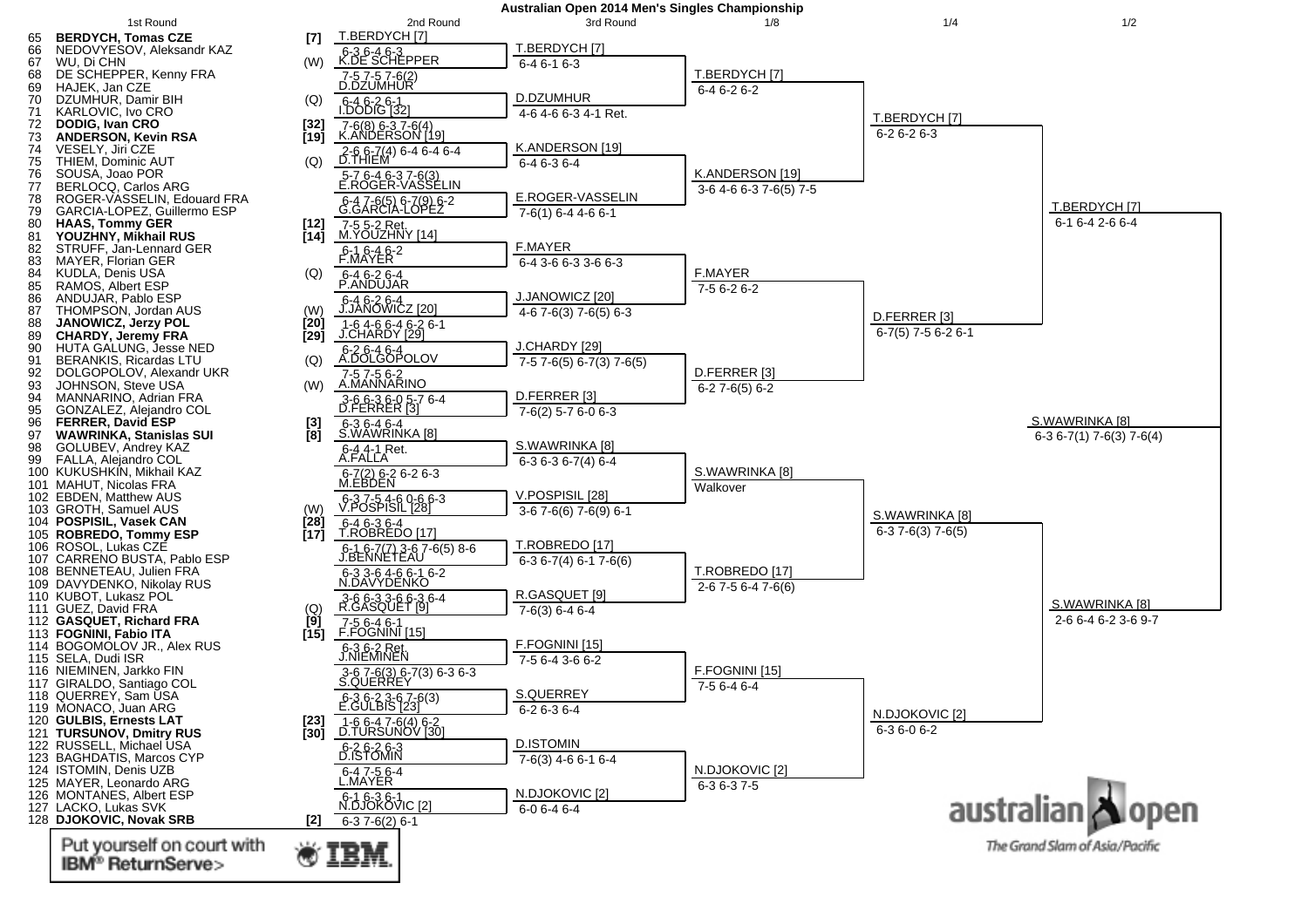# Australian Open 2014 Men's Singles Championship

## 1st Round

65 **BERDYCH, Tomas CZE** [7]
66 NEDOVYESOV, Aleksandr KAZ
67 WU, Di CHN (W)
68 DE SCHEPPER, Kenny FRA
69 HAJEK, Jan CZE
70 DZUMHUR, Damir BIH (Q)
71 KARLOVIC, Ivo CRO
72 **DODIG, Ivan CRO** [32]
73 **ANDERSON, Kevin RSA** [19]
74 VESELY, Jiri CZE
75 THIEM, Dominic AUT (Q)
76 SOUSA, Joao POR
77 BERLOCQ, Carlos ARG
78 ROGER-VASSELIN, Edouard FRA
79 GARCIA-LOPEZ, Guillermo ESP
80 **HAAS, Tommy GER** [12]
81 **YOUZHNY, Mikhail RUS** [14]
82 STRUFF, Jan-Lennard GER
83 MAYER, Florian GER
84 KUDLA, Denis USA (Q)
85 RAMOS, Albert ESP
86 ANDUJAR, Pablo ESP
87 THOMPSON, Jordan AUS (W)
88 **JANOWICZ, Jerzy POL** [20]
89 **CHARDY, Jeremy FRA** [29]
90 HUTA GALUNG, Jesse NED
91 BERANKIS, Ricardas LTU (Q)
92 DOLGOPOLOV, Alexandr UKR
93 JOHNSON, Steve USA (W)
94 MANNARINO, Adrian FRA
95 GONZALEZ, Alejandro COL
96 **FERRER, David ESP** [3]
97 **WAWRINKA, Stanislas SUI** [8]
98 GOLUBEV, Andrey KAZ
99 FALLA, Alejandro COL
100 KUKUSHKIN, Mikhail KAZ
101 MAHUT, Nicolas FRA
102 EBDEN, Matthew AUS
103 GROTH, Samuel AUS (W)
104 **POSPISIL, Vasek CAN** [28]
105 **ROBREDO, Tommy ESP** [17]
106 ROSOL, Lukas CZE
107 CARRENO BUSTA, Pablo ESP
108 BENNETEAU, Julien FRA
109 DAVYDENKO, Nikolay RUS
110 KUBOT, Lukasz POL
111 GUEZ, David FRA (Q)
112 **GASQUET, Richard FRA** [9]
113 **FOGNINI, Fabio ITA** [15]
114 BOGOMOLOV JR., Alex RUS
115 SELA, Dudi ISR
116 NIEMINEN, Jarkko FIN
117 GIRALDO, Santiago COL
118 QUERREY, Sam USA
119 MONACO, Juan ARG
120 **GULBIS, Ernests LAT** [23]
121 **TURSUNOV, Dmitry RUS** [30]
122 RUSSELL, Michael USA
123 BAGHDATIS, Marcos CYP
124 ISTOMIN, Denis UZB
125 MAYER, Leonardo ARG
126 MONTANES, Albert ESP
127 LACKO, Lukas SVK
128 **DJOKOVIC, Novak SRB** [2]

## 2nd Round

T.BERDYCH [7] — 6-3 6-4 6-3
K.DE SCHEPPER — 7-5 7-5 7-6(2)
D.DZUMHUR — 6-4 6-2 6-1
I.DODIG [32] — 7-6(8) 6-3 7-6(4)
K.ANDERSON [19] — 2-6 6-7(4) 6-4 6-4 6-4
D.THIEM — 5-7 6-4 6-3 7-6(3)
E.ROGER-VASSELIN — 6-4 7-6(5) 6-7(9) 6-2
G.GARCIA-LOPEZ — 7-5 5-2 Ret.
M.YOUZHNY [14] — 6-1 6-4 6-2
F.MAYER — 6-4 6-2 6-4
P.ANDUJAR — 6-4 6-2 6-4
J.JANOWICZ [20] — 1-6 4-6 6-4 6-2 6-1
J.CHARDY [29] — 6-2 6-4 6-4
A.DOLGOPOLOV — 7-5 7-5 6-2
A.MANNARINO — 3-6 6-3 6-0 5-7 6-4
D.FERRER [3] — 6-3 6-4 6-4
S.WAWRINKA [8] — 6-4 4-1 Ret.
A.FALLA — 6-7(2) 6-2 6-2 6-3
M.EBDEN — 6-3 7-5 4-6 0-6 6-3
V.POSPISIL [28] — 6-4 6-3 6-4
T.ROBREDO [17] — 6-1 6-7(7) 3-6 7-6(5) 8-6
J.BENNETEAU — 6-3 3-6 4-6 6-1 6-2
N.DAVYDENKO — 3-6 6-3 3-6 6-3 6-4
R.GASQUET [9] — 7-5 6-4 6-1
F.FOGNINI [15] — 6-3 6-2 Ret.
J.NIEMINEN — 3-6 7-6(3) 6-7(3) 6-3 6-3
S.QUERREY — 6-3 6-2 3-6 7-6(3)
E.GULBIS [23] — 1-6 6-4 7-6(4) 6-2
D.TURSUNOV [30] — 6-2 6-2 6-3
D.ISTOMIN — 6-4 7-5 6-4
L.MAYER — 6-1 6-3 6-1
N.DJOKOVIC [2] — 6-3 7-6(2) 6-1

## 3rd Round

T.BERDYCH [7] — 6-4 6-1 6-3
D.DZUMHUR — 4-6 4-6 6-3 4-1 Ret.
K.ANDERSON [19] — 6-4 6-3 6-4
E.ROGER-VASSELIN — 7-6(1) 6-4 4-6 6-1
F.MAYER — 6-4 3-6 6-3 3-6 6-3
J.JANOWICZ [20] — 4-6 7-6(3) 7-6(5) 6-3
J.CHARDY [29] — 7-5 7-6(5) 6-7(3) 7-6(5)
D.FERRER [3] — 7-6(2) 5-7 6-0 6-3
S.WAWRINKA [8] — 6-3 6-3 6-7(4) 6-4
V.POSPISIL [28] — 3-6 7-6(6) 7-6(9) 6-1
T.ROBREDO [17] — 6-3 6-7(4) 6-1 7-6(6)
R.GASQUET [9] — 7-6(3) 6-4 6-4
F.FOGNINI [15] — 7-5 6-4 3-6 6-2
S.QUERREY — 6-2 6-3 6-4
D.ISTOMIN — 7-6(3) 4-6 6-1 6-4
N.DJOKOVIC [2] — 6-0 6-4 6-4

## 1/8

T.BERDYCH [7] — 6-4 6-2 6-2
K.ANDERSON [19] — 3-6 4-6 6-3 7-6(5) 7-5
F.MAYER — 7-5 6-2 6-2
D.FERRER [3] — 6-2 7-6(5) 6-2
S.WAWRINKA [8] — Walkover
T.ROBREDO [17] — 2-6 7-5 6-4 7-6(6)
F.FOGNINI [15] — 7-5 6-4 6-4
N.DJOKOVIC [2] — 6-3 6-3 7-5

## 1/4

T.BERDYCH [7] — 6-2 6-2 6-3
D.FERRER [3] — 6-7(5) 7-5 6-2 6-1
S.WAWRINKA [8] — 6-3 7-6(3) 7-6(5)
N.DJOKOVIC [2] — 6-3 6-0 6-2

## 1/2

T.BERDYCH [7] — 6-1 6-4 2-6 6-4
S.WAWRINKA [8] — 2-6 6-4 6-2 3-6 9-7

## Final

S.WAWRINKA [8] — 6-3 6-7(1) 7-6(3) 7-6(4)

Put yourself on court with IBM® ReturnServe>

australian open — The Grand Slam of Asia/Pacific